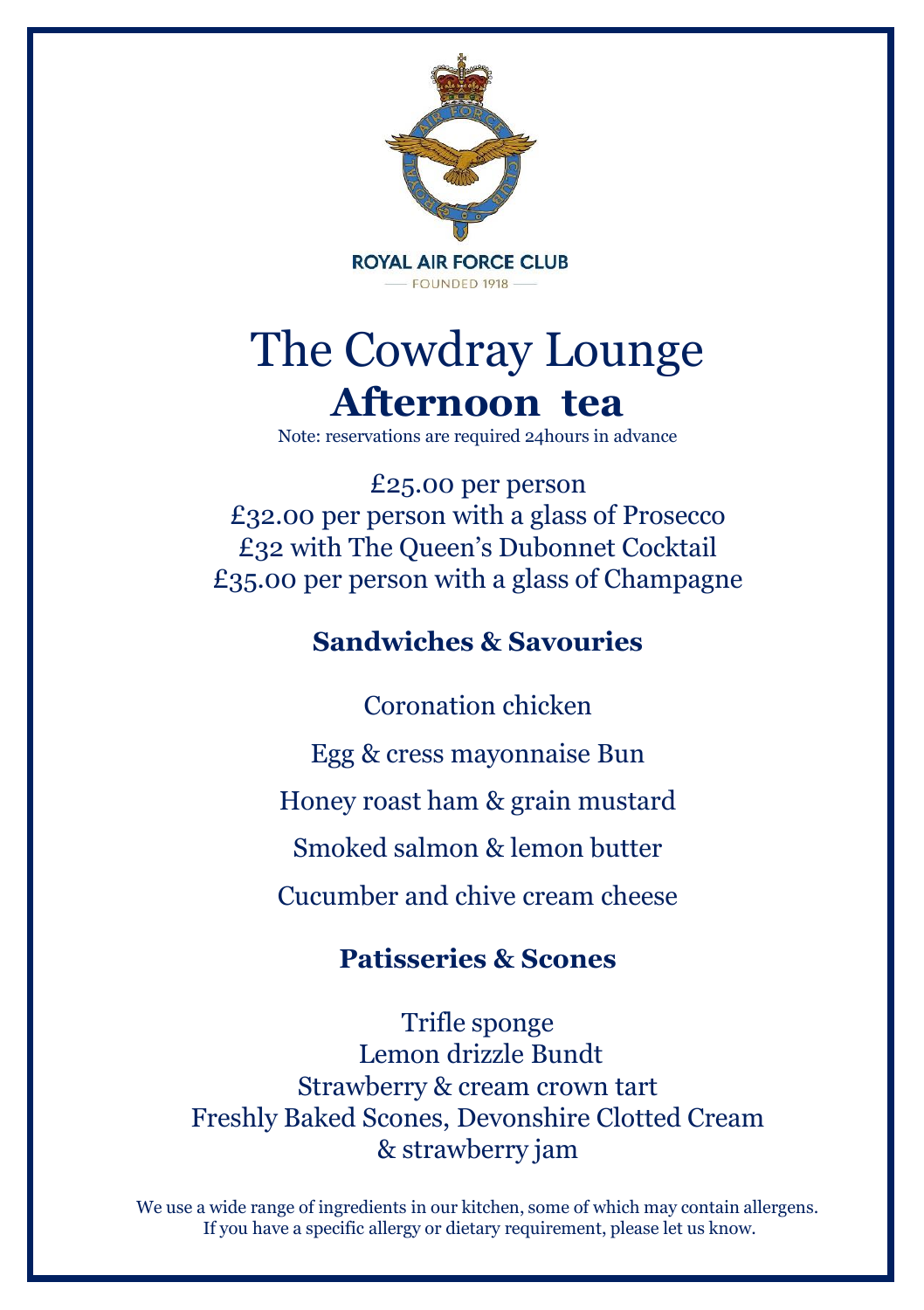ROYAL AIR FORCE CLUB

FOUNDED 1918

# The Cowdray Lounge

## Afternoon tea

Note: reservations are required 24hours in advance

£25.00 per person
£32.00 per person with a glass of Prosecco
£32 with The Queen's Dubonnet Cocktail
£35.00 per person with a glass of Champagne

### Sandwiches & Savouries

Coronation chicken

Egg & cress mayonnaise Bun

Honey roast ham & grain mustard

Smoked salmon & lemon butter

Cucumber and chive cream cheese

### Patisseries & Scones

Trifle sponge
Lemon drizzle Bundt
Strawberry & cream crown tart
Freshly Baked Scones, Devonshire Clotted Cream & strawberry jam

We use a wide range of ingredients in our kitchen, some of which may contain allergens. If you have a specific allergy or dietary requirement, please let us know.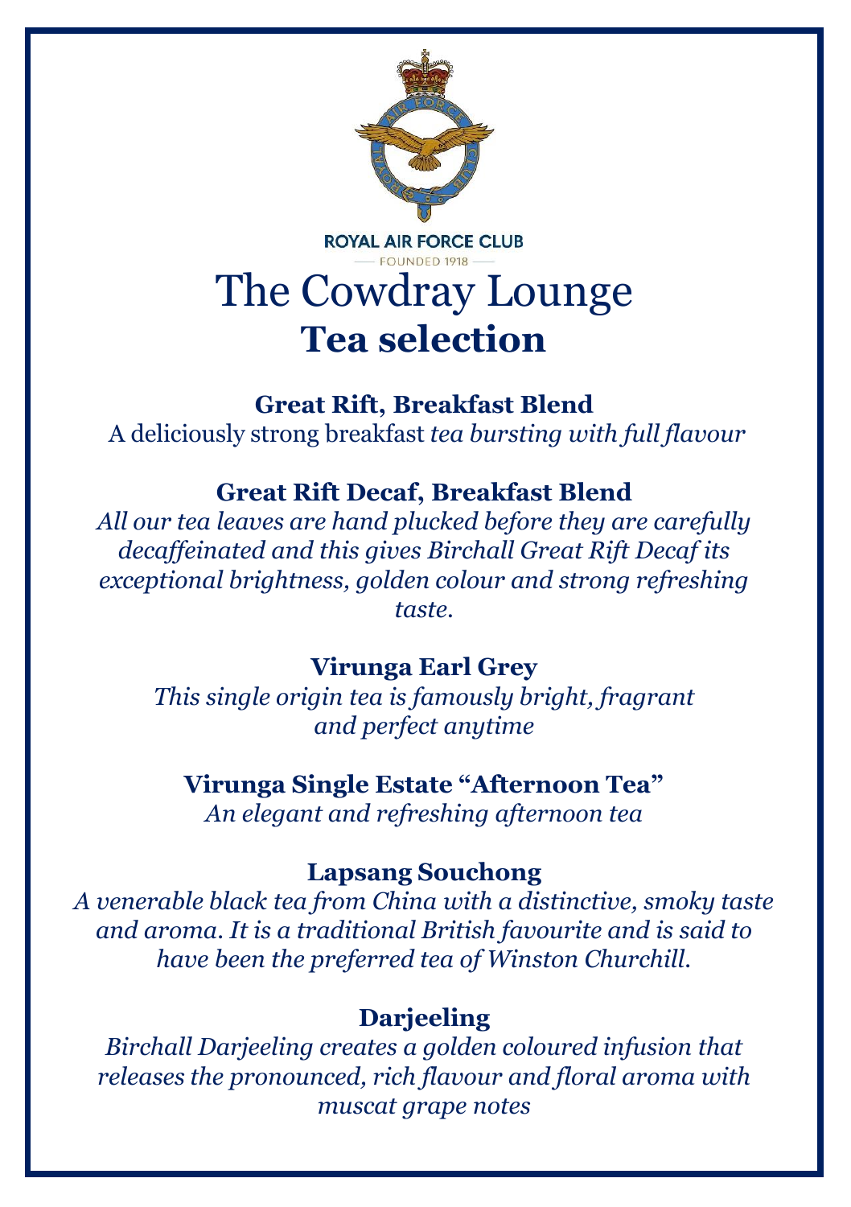ROYAL AIR FORCE CLUB

FOUNDED 1918

# The Cowdray Lounge

## Tea selection

### Great Rift, Breakfast Blend

A deliciously strong breakfast *tea bursting with full flavour*

### Great Rift Decaf, Breakfast Blend

*All our tea leaves are hand plucked before they are carefully decaffeinated and this gives Birchall Great Rift Decaf its exceptional brightness, golden colour and strong refreshing taste.*

### Virunga Earl Grey

*This single origin tea is famously bright, fragrant and perfect anytime*

### Virunga Single Estate "Afternoon Tea"

*An elegant and refreshing afternoon tea*

### Lapsang Souchong

*A venerable black tea from China with a distinctive, smoky taste and aroma. It is a traditional British favourite and is said to have been the preferred tea of Winston Churchill.*

### Darjeeling

*Birchall Darjeeling creates a golden coloured infusion that releases the pronounced, rich flavour and floral aroma with muscat grape notes*